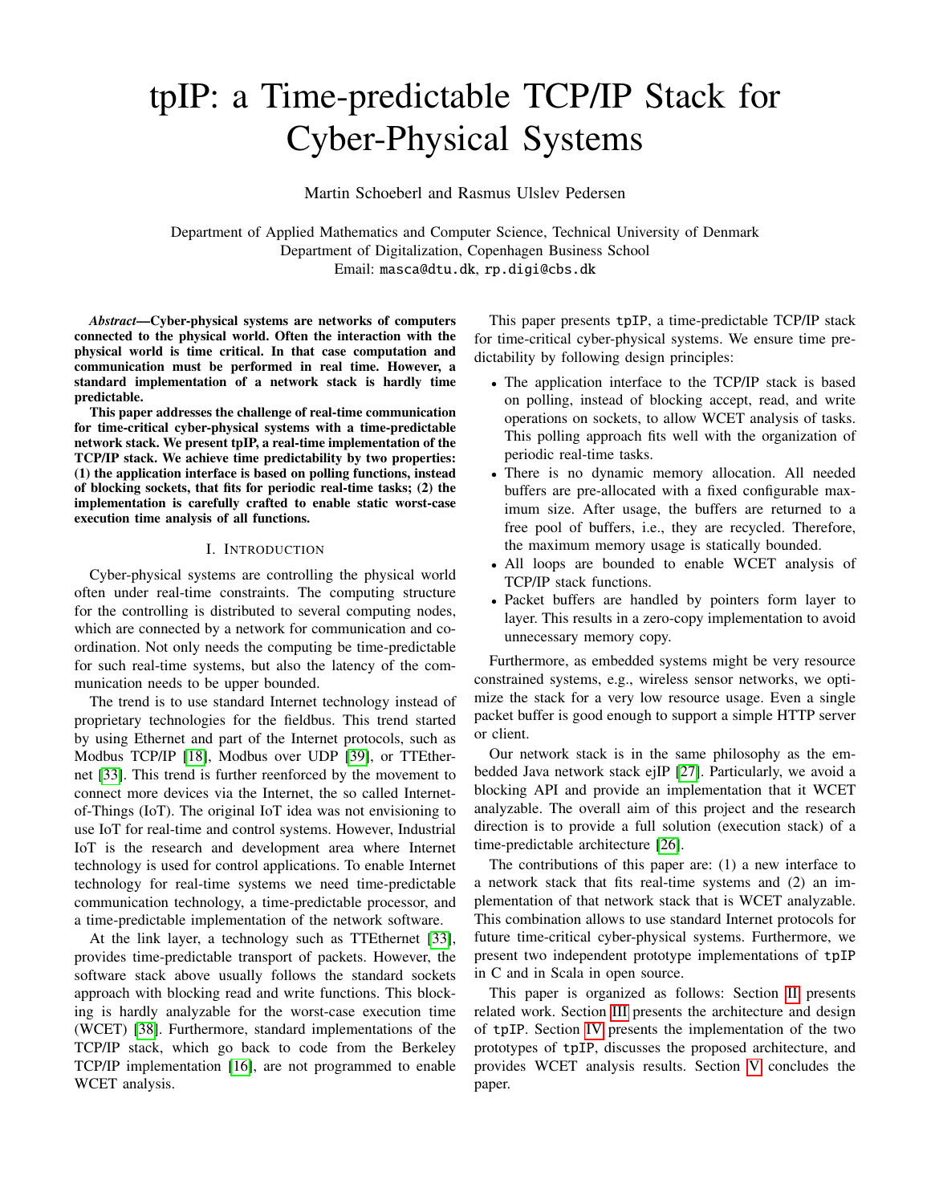# tpIP: a Time-predictable TCP/IP Stack for Cyber-Physical Systems

Martin Schoeberl and Rasmus Ulslev Pedersen

Department of Applied Mathematics and Computer Science, Technical University of Denmark
Department of Digitalization, Copenhagen Business School
Email: masca@dtu.dk, rp.digi@cbs.dk

***Abstract*—Cyber-physical systems are networks of computers connected to the physical world. Often the interaction with the physical world is time critical. In that case computation and communication must be performed in real time. However, a standard implementation of a network stack is hardly time predictable.**

**This paper addresses the challenge of real-time communication for time-critical cyber-physical systems with a time-predictable network stack. We present tpIP, a real-time implementation of the TCP/IP stack. We achieve time predictability by two properties: (1) the application interface is based on polling functions, instead of blocking sockets, that fits for periodic real-time tasks; (2) the implementation is carefully crafted to enable static worst-case execution time analysis of all functions.**

## I. Introduction

Cyber-physical systems are controlling the physical world often under real-time constraints. The computing structure for the controlling is distributed to several computing nodes, which are connected by a network for communication and coordination. Not only needs the computing be time-predictable for such real-time systems, but also the latency of the communication needs to be upper bounded.

The trend is to use standard Internet technology instead of proprietary technologies for the fieldbus. This trend started by using Ethernet and part of the Internet protocols, such as Modbus TCP/IP [18], Modbus over UDP [39], or TTEthernet [33]. This trend is further reenforced by the movement to connect more devices via the Internet, the so called Internet-of-Things (IoT). The original IoT idea was not envisioning to use IoT for real-time and control systems. However, Industrial IoT is the research and development area where Internet technology is used for control applications. To enable Internet technology for real-time systems we need time-predictable communication technology, a time-predictable processor, and a time-predictable implementation of the network software.

At the link layer, a technology such as TTEthernet [33], provides time-predictable transport of packets. However, the software stack above usually follows the standard sockets approach with blocking read and write functions. This blocking is hardly analyzable for the worst-case execution time (WCET) [38]. Furthermore, standard implementations of the TCP/IP stack, which go back to code from the Berkeley TCP/IP implementation [16], are not programmed to enable WCET analysis.

This paper presents `tpIP`, a time-predictable TCP/IP stack for time-critical cyber-physical systems. We ensure time predictability by following design principles:

- The application interface to the TCP/IP stack is based on polling, instead of blocking accept, read, and write operations on sockets, to allow WCET analysis of tasks. This polling approach fits well with the organization of periodic real-time tasks.
- There is no dynamic memory allocation. All needed buffers are pre-allocated with a fixed configurable maximum size. After usage, the buffers are returned to a free pool of buffers, i.e., they are recycled. Therefore, the maximum memory usage is statically bounded.
- All loops are bounded to enable WCET analysis of TCP/IP stack functions.
- Packet buffers are handled by pointers form layer to layer. This results in a zero-copy implementation to avoid unnecessary memory copy.

Furthermore, as embedded systems might be very resource constrained systems, e.g., wireless sensor networks, we optimize the stack for a very low resource usage. Even a single packet buffer is good enough to support a simple HTTP server or client.

Our network stack is in the same philosophy as the embedded Java network stack ejIP [27]. Particularly, we avoid a blocking API and provide an implementation that it WCET analyzable. The overall aim of this project and the research direction is to provide a full solution (execution stack) of a time-predictable architecture [26].

The contributions of this paper are: (1) a new interface to a network stack that fits real-time systems and (2) an implementation of that network stack that is WCET analyzable. This combination allows to use standard Internet protocols for future time-critical cyber-physical systems. Furthermore, we present two independent prototype implementations of `tpIP` in C and in Scala in open source.

This paper is organized as follows: Section II presents related work. Section III presents the architecture and design of `tpIP`. Section IV presents the implementation of the two prototypes of `tpIP`, discusses the proposed architecture, and provides WCET analysis results. Section V concludes the paper.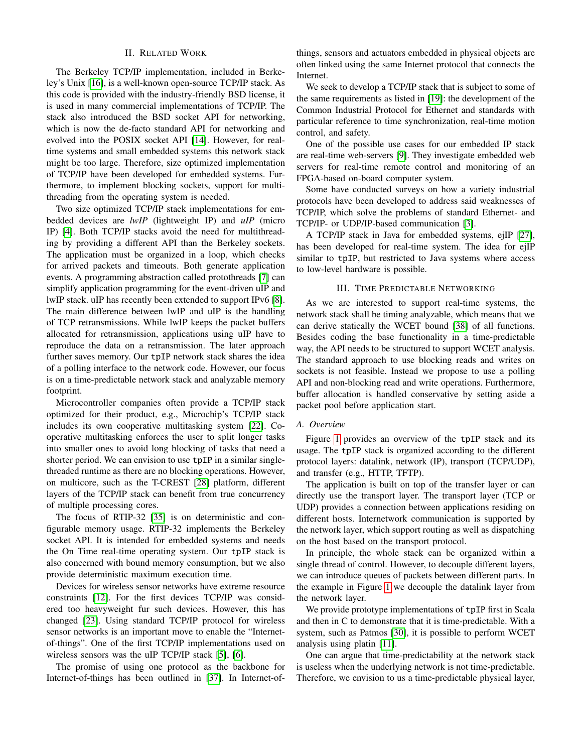## II. Related Work

The Berkeley TCP/IP implementation, included in Berkeley's Unix [16], is a well-known open-source TCP/IP stack. As this code is provided with the industry-friendly BSD license, it is used in many commercial implementations of TCP/IP. The stack also introduced the BSD socket API for networking, which is now the de-facto standard API for networking and evolved into the POSIX socket API [14]. However, for real-time systems and small embedded systems this network stack might be too large. Therefore, size optimized implementation of TCP/IP have been developed for embedded systems. Furthermore, to implement blocking sockets, support for multi-threading from the operating system is needed.

Two size optimized TCP/IP stack implementations for embedded devices are *lwIP* (lightweight IP) and *uIP* (micro IP) [4]. Both TCP/IP stacks avoid the need for multithreading by providing a different API than the Berkeley sockets. The application must be organized in a loop, which checks for arrived packets and timeouts. Both generate application events. A programming abstraction called protothreads [7] can simplify application programming for the event-driven uIP and lwIP stack. uIP has recently been extended to support IPv6 [8]. The main difference between lwIP and uIP is the handling of TCP retransmissions. While lwIP keeps the packet buffers allocated for retransmission, applications using uIP have to reproduce the data on a retransmission. The later approach further saves memory. Our `tpIP` network stack shares the idea of a polling interface to the network code. However, our focus is on a time-predictable network stack and analyzable memory footprint.

Microcontroller companies often provide a TCP/IP stack optimized for their product, e.g., Microchip's TCP/IP stack includes its own cooperative multitasking system [22]. Cooperative multitasking enforces the user to split longer tasks into smaller ones to avoid long blocking of tasks that need a shorter period. We can envision to use `tpIP` in a similar single-threaded runtime as there are no blocking operations. However, on multicore, such as the T-CREST [28] platform, different layers of the TCP/IP stack can benefit from true concurrency of multiple processing cores.

The focus of RTIP-32 [35] is on deterministic and configurable memory usage. RTIP-32 implements the Berkeley socket API. It is intended for embedded systems and needs the On Time real-time operating system. Our `tpIP` stack is also concerned with bound memory consumption, but we also provide deterministic maximum execution time.

Devices for wireless sensor networks have extreme resource constraints [12]. For the first devices TCP/IP was considered too heavyweight fur such devices. However, this has changed [23]. Using standard TCP/IP protocol for wireless sensor networks is an important move to enable the "Internet-of-things". One of the first TCP/IP implementations used on wireless sensors was the uIP TCP/IP stack [5], [6].

The promise of using one protocol as the backbone for Internet-of-things has been outlined in [37]. In Internet-of-things, sensors and actuators embedded in physical objects are often linked using the same Internet protocol that connects the Internet.

We seek to develop a TCP/IP stack that is subject to some of the same requirements as listed in [19]: the development of the Common Industrial Protocol for Ethernet and standards with particular reference to time synchronization, real-time motion control, and safety.

One of the possible use cases for our embedded IP stack are real-time web-servers [9]. They investigate embedded web servers for real-time remote control and monitoring of an FPGA-based on-board computer system.

Some have conducted surveys on how a variety industrial protocols have been developed to address said weaknesses of TCP/IP, which solve the problems of standard Ethernet- and TCP/IP- or UDP/IP-based communication [3].

A TCP/IP stack in Java for embedded systems, ejIP [27], has been developed for real-time system. The idea for ejIP similar to `tpIP`, but restricted to Java systems where access to low-level hardware is possible.

## III. Time Predictable Networking

As we are interested to support real-time systems, the network stack shall be timing analyzable, which means that we can derive statically the WCET bound [38] of all functions. Besides coding the base functionality in a time-predictable way, the API needs to be structured to support WCET analysis. The standard approach to use blocking reads and writes on sockets is not feasible. Instead we propose to use a polling API and non-blocking read and write operations. Furthermore, buffer allocation is handled conservative by setting aside a packet pool before application start.

### A. Overview

Figure 1 provides an overview of the `tpIP` stack and its usage. The `tpIP` stack is organized according to the different protocol layers: datalink, network (IP), transport (TCP/UDP), and transfer (e.g., HTTP, TFTP).

The application is built on top of the transfer layer or can directly use the transport layer. The transport layer (TCP or UDP) provides a connection between applications residing on different hosts. Internetwork communication is supported by the network layer, which support routing as well as dispatching on the host based on the transport protocol.

In principle, the whole stack can be organized within a single thread of control. However, to decouple different layers, we can introduce queues of packets between different parts. In the example in Figure 1 we decouple the datalink layer from the network layer.

We provide prototype implementations of `tpIP` first in Scala and then in C to demonstrate that it is time-predictable. With a system, such as Patmos [30], it is possible to perform WCET analysis using platin [11].

One can argue that time-predictability at the network stack is useless when the underlying network is not time-predictable. Therefore, we envision to us a time-predictable physical layer,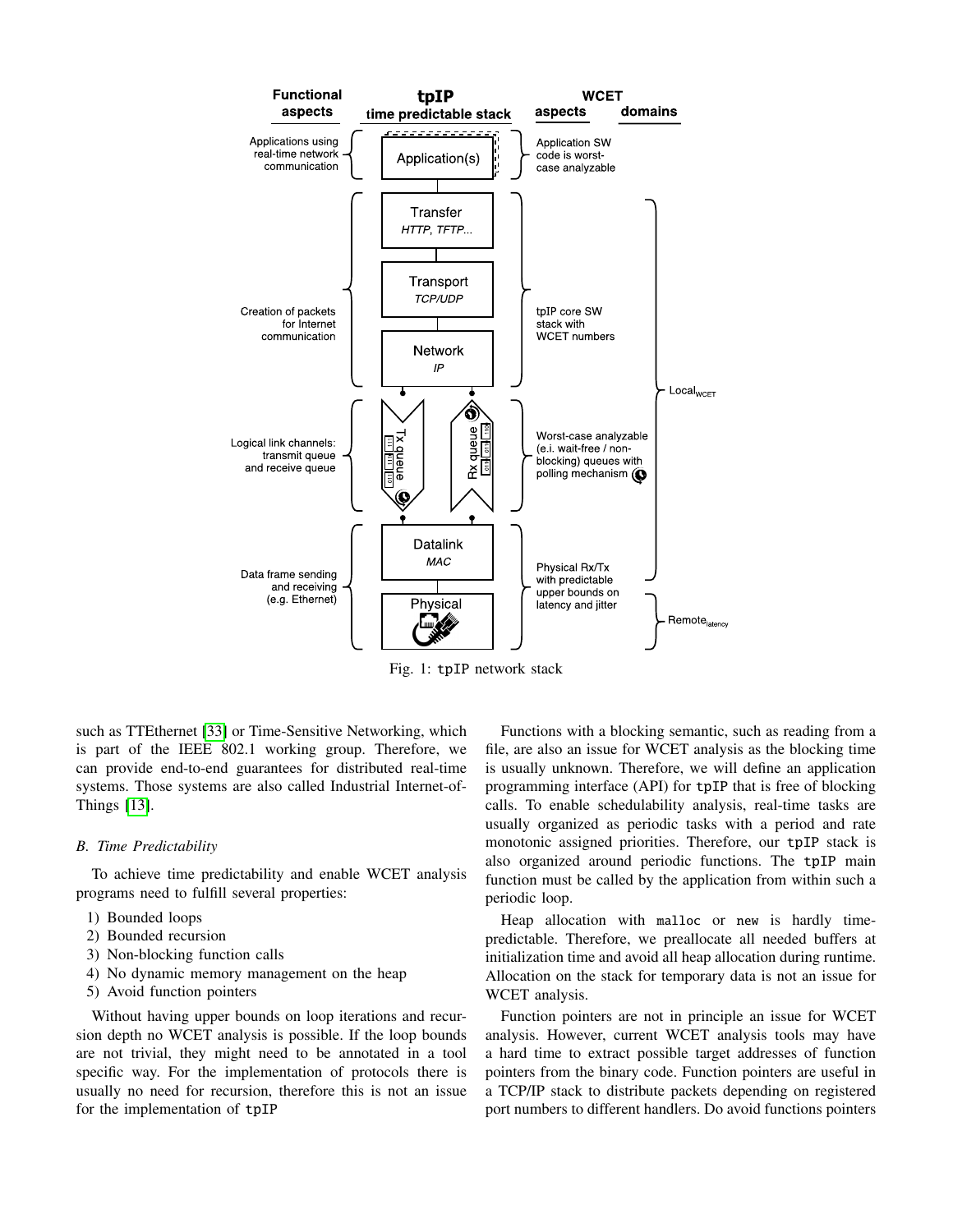Fig. 1: tpIP network stack

such as TTEthernet [33] or Time-Sensitive Networking, which is part of the IEEE 802.1 working group. Therefore, we can provide end-to-end guarantees for distributed real-time systems. Those systems are also called Industrial Internet-of-Things [13].

### *B. Time Predictability*

To achieve time predictability and enable WCET analysis programs need to fulfill several properties:

1) Bounded loops
2) Bounded recursion
3) Non-blocking function calls
4) No dynamic memory management on the heap
5) Avoid function pointers

Without having upper bounds on loop iterations and recursion depth no WCET analysis is possible. If the loop bounds are not trivial, they might need to be annotated in a tool specific way. For the implementation of protocols there is usually no need for recursion, therefore this is not an issue for the implementation of tpIP

Functions with a blocking semantic, such as reading from a file, are also an issue for WCET analysis as the blocking time is usually unknown. Therefore, we will define an application programming interface (API) for tpIP that is free of blocking calls. To enable schedulability analysis, real-time tasks are usually organized as periodic tasks with a period and rate monotonic assigned priorities. Therefore, our tpIP stack is also organized around periodic functions. The tpIP main function must be called by the application from within such a periodic loop.

Heap allocation with malloc or new is hardly time-predictable. Therefore, we preallocate all needed buffers at initialization time and avoid all heap allocation during runtime. Allocation on the stack for temporary data is not an issue for WCET analysis.

Function pointers are not in principle an issue for WCET analysis. However, current WCET analysis tools may have a hard time to extract possible target addresses of function pointers from the binary code. Function pointers are useful in a TCP/IP stack to distribute packets depending on registered port numbers to different handlers. Do avoid functions pointers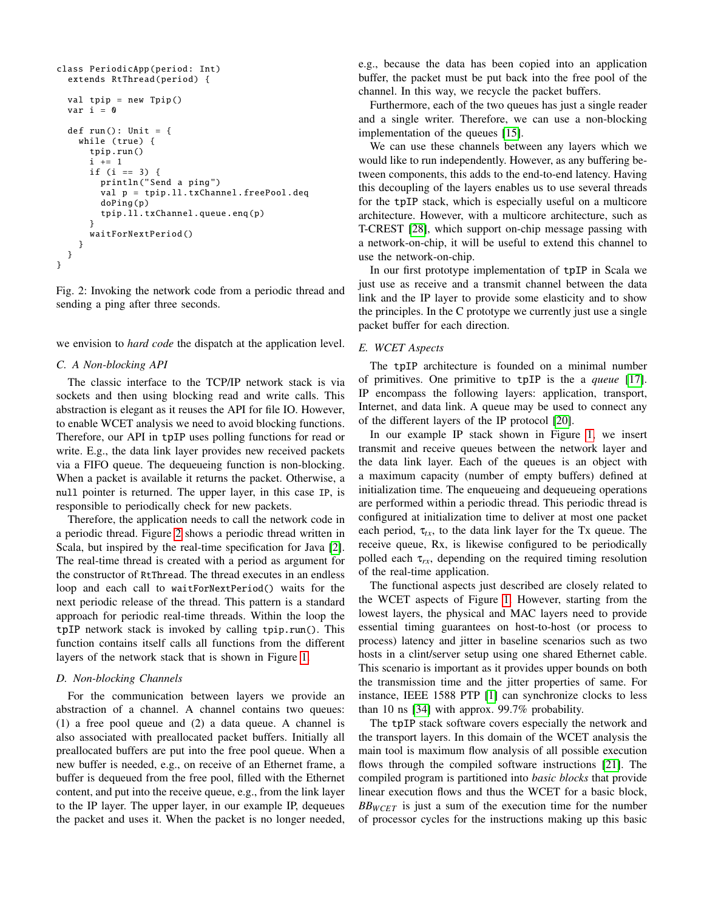```
class PeriodicApp(period: Int)
  extends RtThread(period) {

  val tpip = new Tpip()
  var i = 0

  def run(): Unit = {
    while (true) {
      tpip.run()
      i += 1
      if (i == 3) {
        println("Send a ping")
        val p = tpip.ll.txChannel.freePool.deq
        doPing(p)
        tpip.ll.txChannel.queue.enq(p)
      }
      waitForNextPeriod()
    }
  }
}
```

Fig. 2: Invoking the network code from a periodic thread and sending a ping after three seconds.

we envision to *hard code* the dispatch at the application level.

### C. A Non-blocking API

The classic interface to the TCP/IP network stack is via sockets and then using blocking read and write calls. This abstraction is elegant as it reuses the API for file IO. However, to enable WCET analysis we need to avoid blocking functions. Therefore, our API in `tpIP` uses polling functions for read or write. E.g., the data link layer provides new received packets via a FIFO queue. The dequeueing function is non-blocking. When a packet is available it returns the packet. Otherwise, a `null` pointer is returned. The upper layer, in this case `IP`, is responsible to periodically check for new packets.

Therefore, the application needs to call the network code in a periodic thread. Figure 2 shows a periodic thread written in Scala, but inspired by the real-time specification for Java [2]. The real-time thread is created with a period as argument for the constructor of `RtThread`. The thread executes in an endless loop and each call to `waitForNextPeriod()` waits for the next periodic release of the thread. This pattern is a standard approach for periodic real-time threads. Within the loop the `tpIP` network stack is invoked by calling `tpip.run()`. This function contains itself calls all functions from the different layers of the network stack that is shown in Figure 1.

### D. Non-blocking Channels

For the communication between layers we provide an abstraction of a channel. A channel contains two queues: (1) a free pool queue and (2) a data queue. A channel is also associated with preallocated packet buffers. Initially all preallocated buffers are put into the free pool queue. When a new buffer is needed, e.g., on receive of an Ethernet frame, a buffer is dequeued from the free pool, filled with the Ethernet content, and put into the receive queue, e.g., from the link layer to the IP layer. The upper layer, in our example IP, dequeues the packet and uses it. When the packet is no longer needed, e.g., because the data has been copied into an application buffer, the packet must be put back into the free pool of the channel. In this way, we recycle the packet buffers.

Furthermore, each of the two queues has just a single reader and a single writer. Therefore, we can use a non-blocking implementation of the queues [15].

We can use these channels between any layers which we would like to run independently. However, as any buffering between components, this adds to the end-to-end latency. Having this decoupling of the layers enables us to use several threads for the `tpIP` stack, which is especially useful on a multicore architecture. However, with a multicore architecture, such as T-CREST [28], which support on-chip message passing with a network-on-chip, it will be useful to extend this channel to use the network-on-chip.

In our first prototype implementation of `tpIP` in Scala we just use as receive and a transmit channel between the data link and the IP layer to provide some elasticity and to show the principles. In the C prototype we currently just use a single packet buffer for each direction.

### E. WCET Aspects

The `tpIP` architecture is founded on a minimal number of primitives. One primitive to `tpIP` is the a *queue* [17]. IP encompass the following layers: application, transport, Internet, and data link. A queue may be used to connect any of the different layers of the IP protocol [20].

In our example IP stack shown in Figure 1, we insert transmit and receive queues between the network layer and the data link layer. Each of the queues is an object with a maximum capacity (number of empty buffers) defined at initialization time. The enqueueing and dequeueing operations are performed within a periodic thread. This periodic thread is configured at initialization time to deliver at most one packet each period, $\tau_{tx}$, to the data link layer for the Tx queue. The receive queue, Rx, is likewise configured to be periodically polled each $\tau_{rx}$, depending on the required timing resolution of the real-time application.

The functional aspects just described are closely related to the WCET aspects of Figure 1. However, starting from the lowest layers, the physical and MAC layers need to provide essential timing guarantees on host-to-host (or process to process) latency and jitter in baseline scenarios such as two hosts in a clint/server setup using one shared Ethernet cable. This scenario is important as it provides upper bounds on both the transmission time and the jitter properties of same. For instance, IEEE 1588 PTP [1] can synchronize clocks to less than 10 ns [34] with approx. 99.7% probability.

The `tpIP` stack software covers especially the network and the transport layers. In this domain of the WCET analysis the main tool is maximum flow analysis of all possible execution flows through the compiled software instructions [21]. The compiled program is partitioned into *basic blocks* that provide linear execution flows and thus the WCET for a basic block, $BB_{WCET}$ is just a sum of the execution time for the number of processor cycles for the instructions making up this basic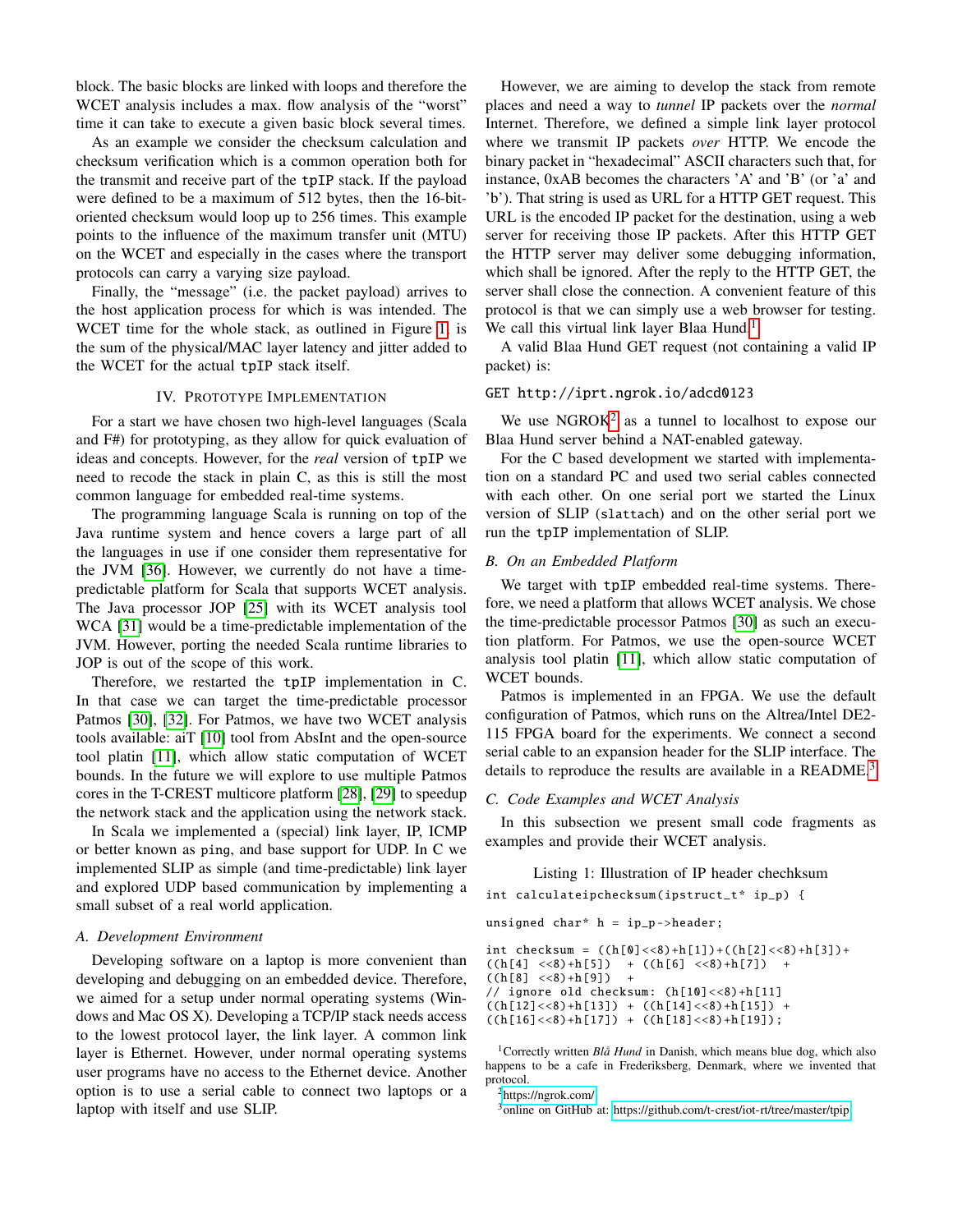block. The basic blocks are linked with loops and therefore the WCET analysis includes a max. flow analysis of the "worst" time it can take to execute a given basic block several times.

As an example we consider the checksum calculation and checksum verification which is a common operation both for the transmit and receive part of the `tpIP` stack. If the payload were defined to be a maximum of 512 bytes, then the 16-bit-oriented checksum would loop up to 256 times. This example points to the influence of the maximum transfer unit (MTU) on the WCET and especially in the cases where the transport protocols can carry a varying size payload.

Finally, the "message" (i.e. the packet payload) arrives to the host application process for which is was intended. The WCET time for the whole stack, as outlined in Figure 1, is the sum of the physical/MAC layer latency and jitter added to the WCET for the actual `tpIP` stack itself.

## IV. Prototype Implementation

For a start we have chosen two high-level languages (Scala and F#) for prototyping, as they allow for quick evaluation of ideas and concepts. However, for the *real* version of `tpIP` we need to recode the stack in plain C, as this is still the most common language for embedded real-time systems.

The programming language Scala is running on top of the Java runtime system and hence covers a large part of all the languages in use if one consider them representative for the JVM [36]. However, we currently do not have a time-predictable platform for Scala that supports WCET analysis. The Java processor JOP [25] with its WCET analysis tool WCA [31] would be a time-predictable implementation of the JVM. However, porting the needed Scala runtime libraries to JOP is out of the scope of this work.

Therefore, we restarted the `tpIP` implementation in C. In that case we can target the time-predictable processor Patmos [30], [32]. For Patmos, we have two WCET analysis tools available: aiT [10] tool from AbsInt and the open-source tool platin [11], which allow static computation of WCET bounds. In the future we will explore to use multiple Patmos cores in the T-CREST multicore platform [28], [29] to speedup the network stack and the application using the network stack.

In Scala we implemented a (special) link layer, IP, ICMP or better known as `ping`, and base support for UDP. In C we implemented SLIP as simple (and time-predictable) link layer and explored UDP based communication by implementing a small subset of a real world application.

### A. Development Environment

Developing software on a laptop is more convenient than developing and debugging on an embedded device. Therefore, we aimed for a setup under normal operating systems (Windows and Mac OS X). Developing a TCP/IP stack needs access to the lowest protocol layer, the link layer. A common link layer is Ethernet. However, under normal operating systems user programs have no access to the Ethernet device. Another option is to use a serial cable to connect two laptops or a laptop with itself and use SLIP.

However, we are aiming to develop the stack from remote places and need a way to *tunnel* IP packets over the *normal* Internet. Therefore, we defined a simple link layer protocol where we transmit IP packets *over* HTTP. We encode the binary packet in "hexadecimal" ASCII characters such that, for instance, 0xAB becomes the characters 'A' and 'B' (or 'a' and 'b'). That string is used as URL for a HTTP GET request. This URL is the encoded IP packet for the destination, using a web server for receiving those IP packets. After this HTTP GET the HTTP server may deliver some debugging information, which shall be ignored. After the reply to the HTTP GET, the server shall close the connection. A convenient feature of this protocol is that we can simply use a web browser for testing. We call this virtual link layer Blaa Hund.[1]

A valid Blaa Hund GET request (not containing a valid IP packet) is:

```
GET http://iprt.ngrok.io/adcd0123
```

We use NGROK[2] as a tunnel to localhost to expose our Blaa Hund server behind a NAT-enabled gateway.

For the C based development we started with implementation on a standard PC and used two serial cables connected with each other. On one serial port we started the Linux version of SLIP (`slattach`) and on the other serial port we run the `tpIP` implementation of SLIP.

### B. On an Embedded Platform

We target with `tpIP` embedded real-time systems. Therefore, we need a platform that allows WCET analysis. We chose the time-predictable processor Patmos [30] as such an execution platform. For Patmos, we use the open-source WCET analysis tool platin [11], which allow static computation of WCET bounds.

Patmos is implemented in an FPGA. We use the default configuration of Patmos, which runs on the Altrea/Intel DE2-115 FPGA board for the experiments. We connect a second serial cable to an expansion header for the SLIP interface. The details to reproduce the results are available in a README.[3]

### C. Code Examples and WCET Analysis

In this subsection we present small code fragments as examples and provide their WCET analysis.

Listing 1: Illustration of IP header chechksum

```
int calculateipchecksum(ipstruct_t* ip_p) {

unsigned char* h = ip_p->header;

int checksum = ((h[0]<<8)+h[1])+((h[2]<<8)+h[3])+
((h[4] <<8)+h[5])  + ((h[6] <<8)+h[7])  +
((h[8] <<8)+h[9])  +
// ignore old checksum: (h[10]<<8)+h[11]
((h[12]<<8)+h[13]) + ((h[14]<<8)+h[15]) +
((h[16]<<8)+h[17]) + ((h[18]<<8)+h[19]);
```

[1] Correctly written *Blå Hund* in Danish, which means blue dog, which also happens to be a cafe in Frederiksberg, Denmark, where we invented that protocol.

[2] https://ngrok.com/

[3] online on GitHub at: https://github.com/t-crest/iot-rt/tree/master/tpip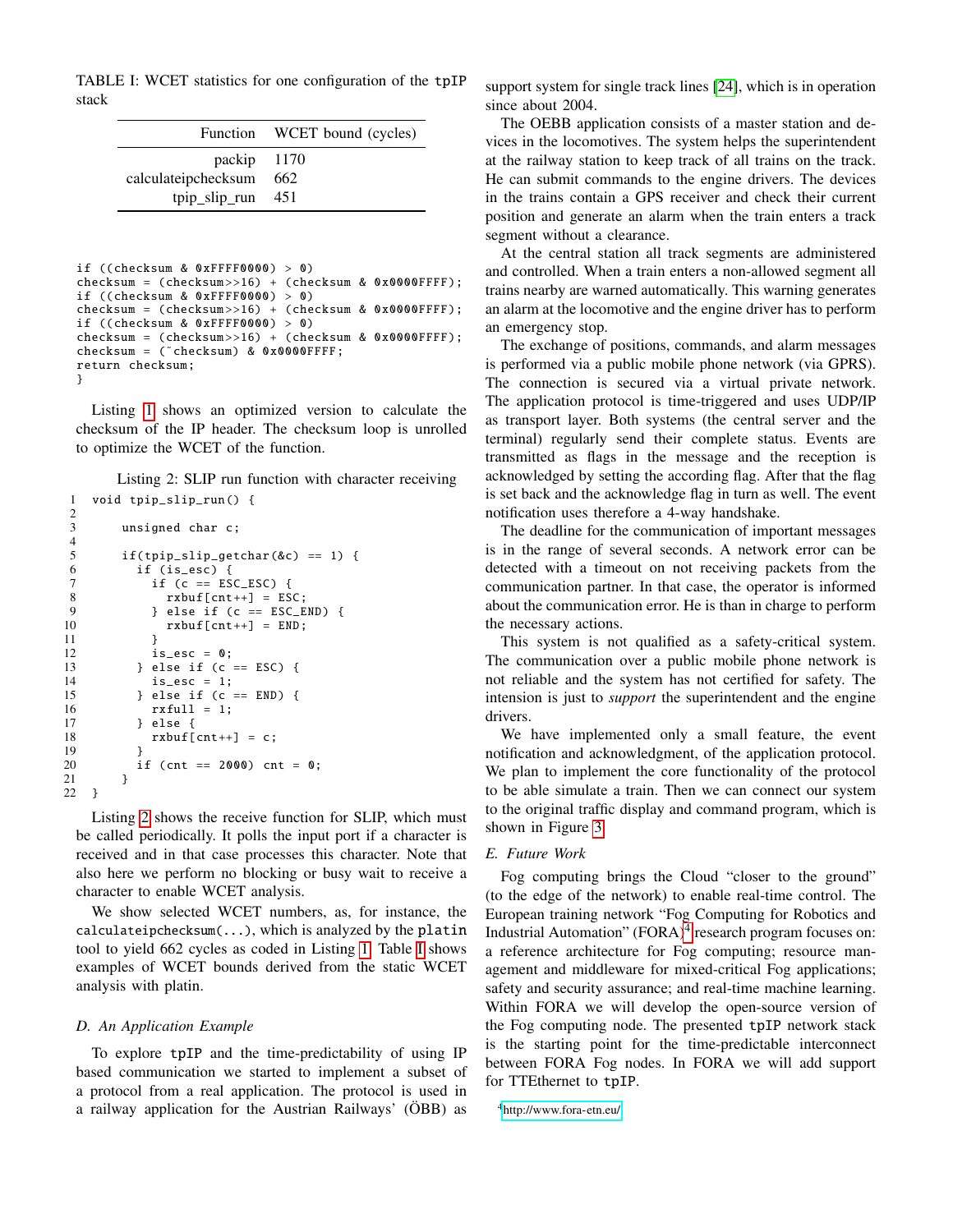TABLE I: WCET statistics for one configuration of the tpIP stack

| Function | WCET bound (cycles) |
|---|---|
| packip | 1170 |
| calculateipchecksum | 662 |
| tpip_slip_run | 451 |

```
if ((checksum & 0xFFFF0000) > 0)
checksum = (checksum>>16) + (checksum & 0x0000FFFF);
if ((checksum & 0xFFFF0000) > 0)
checksum = (checksum>>16) + (checksum & 0x0000FFFF);
if ((checksum & 0xFFFF0000) > 0)
checksum = (checksum>>16) + (checksum & 0x0000FFFF);
checksum = (~checksum) & 0x0000FFFF;
return checksum;
}
```

Listing 1 shows an optimized version to calculate the checksum of the IP header. The checksum loop is unrolled to optimize the WCET of the function.

Listing 2: SLIP run function with character receiving

```
1  void tpip_slip_run() {
2
3      unsigned char c;
4
5      if(tpip_slip_getchar(&c) == 1) {
6        if (is_esc) {
7          if (c == ESC_ESC) {
8            rxbuf[cnt++] = ESC;
9          } else if (c == ESC_END) {
10           rxbuf[cnt++] = END;
11         }
12         is_esc = 0;
13       } else if (c == ESC) {
14         is_esc = 1;
15       } else if (c == END) {
16         rxfull = 1;
17       } else {
18         rxbuf[cnt++] = c;
19       }
20       if (cnt == 2000) cnt = 0;
21     }
22 }
```

Listing 2 shows the receive function for SLIP, which must be called periodically. It polls the input port if a character is received and in that case processes this character. Note that also here we perform no blocking or busy wait to receive a character to enable WCET analysis.

We show selected WCET numbers, as, for instance, the calculateipchecksum(...), which is analyzed by the platin tool to yield 662 cycles as coded in Listing 1. Table I shows examples of WCET bounds derived from the static WCET analysis with platin.

### D. An Application Example

To explore tpIP and the time-predictability of using IP based communication we started to implement a subset of a protocol from a real application. The protocol is used in a railway application for the Austrian Railways' (ÖBB) as support system for single track lines [24], which is in operation since about 2004.

The OEBB application consists of a master station and devices in the locomotives. The system helps the superintendent at the railway station to keep track of all trains on the track. He can submit commands to the engine drivers. The devices in the trains contain a GPS receiver and check their current position and generate an alarm when the train enters a track segment without a clearance.

At the central station all track segments are administered and controlled. When a train enters a non-allowed segment all trains nearby are warned automatically. This warning generates an alarm at the locomotive and the engine driver has to perform an emergency stop.

The exchange of positions, commands, and alarm messages is performed via a public mobile phone network (via GPRS). The connection is secured via a virtual private network. The application protocol is time-triggered and uses UDP/IP as transport layer. Both systems (the central server and the terminal) regularly send their complete status. Events are transmitted as flags in the message and the reception is acknowledged by setting the according flag. After that the flag is set back and the acknowledge flag in turn as well. The event notification uses therefore a 4-way handshake.

The deadline for the communication of important messages is in the range of several seconds. A network error can be detected with a timeout on not receiving packets from the communication partner. In that case, the operator is informed about the communication error. He is than in charge to perform the necessary actions.

This system is not qualified as a safety-critical system. The communication over a public mobile phone network is not reliable and the system has not certified for safety. The intension is just to *support* the superintendent and the engine drivers.

We have implemented only a small feature, the event notification and acknowledgment, of the application protocol. We plan to implement the core functionality of the protocol to be able simulate a train. Then we can connect our system to the original traffic display and command program, which is shown in Figure 3.

### E. Future Work

Fog computing brings the Cloud "closer to the ground" (to the edge of the network) to enable real-time control. The European training network "Fog Computing for Robotics and Industrial Automation" (FORA)[4] research program focuses on: a reference architecture for Fog computing; resource management and middleware for mixed-critical Fog applications; safety and security assurance; and real-time machine learning. Within FORA we will develop the open-source version of the Fog computing node. The presented tpIP network stack is the starting point for the time-predictable interconnect between FORA Fog nodes. In FORA we will add support for TTEthernet to tpIP.

[4] http://www.fora-etn.eu/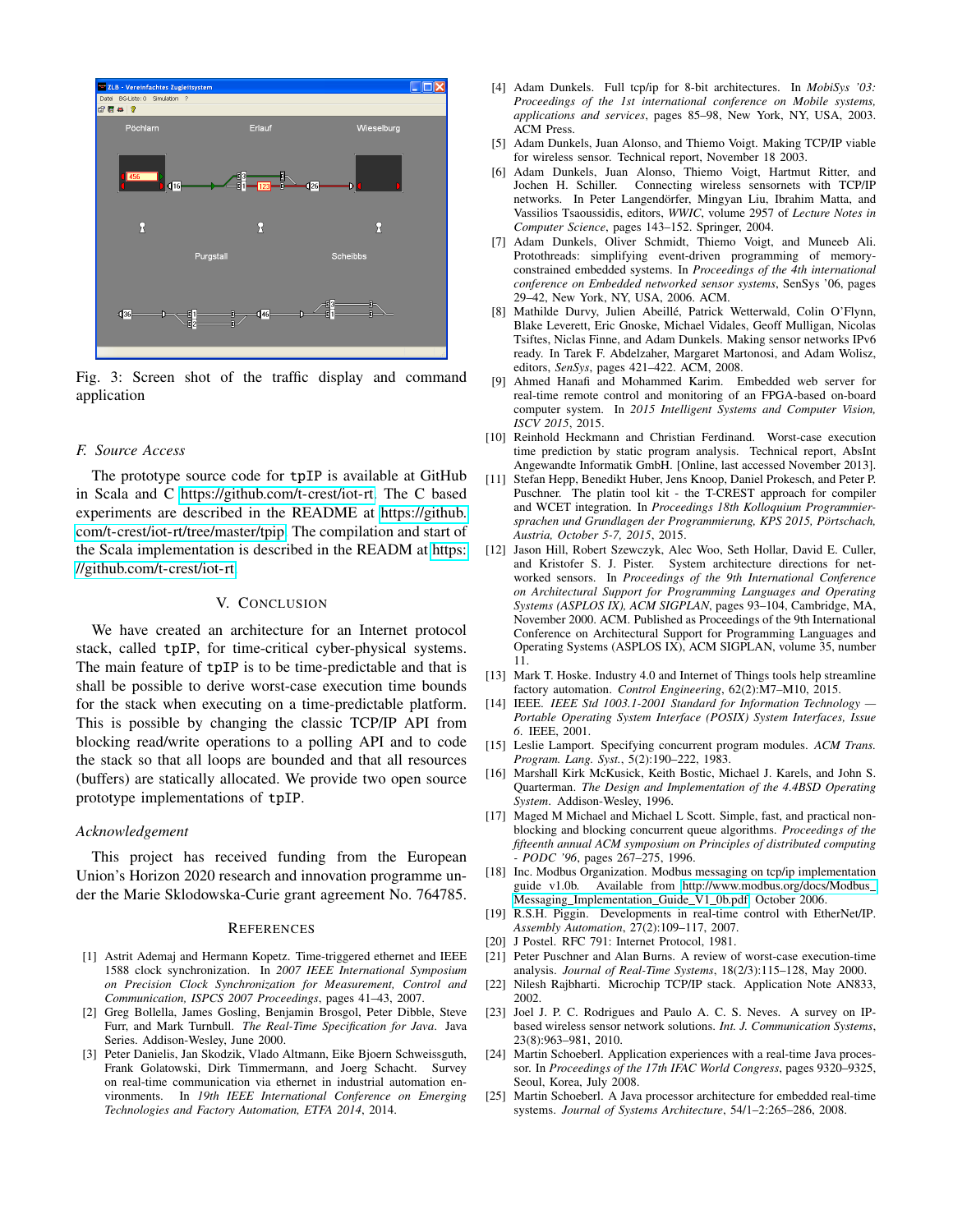Fig. 3: Screen shot of the traffic display and command application

### F. Source Access

The prototype source code for tpIP is available at GitHub in Scala and C https://github.com/t-crest/iot-rt. The C based experiments are described in the README at https://github.com/t-crest/iot-rt/tree/master/tpip. The compilation and start of the Scala implementation is described in the READM at https://github.com/t-crest/iot-rt

## V. Conclusion

We have created an architecture for an Internet protocol stack, called tpIP, for time-critical cyber-physical systems. The main feature of tpIP is to be time-predictable and that is shall be possible to derive worst-case execution time bounds for the stack when executing on a time-predictable platform. This is possible by changing the classic TCP/IP API from blocking read/write operations to a polling API and to code the stack so that all loops are bounded and that all resources (buffers) are statically allocated. We provide two open source prototype implementations of tpIP.

### Acknowledgement

This project has received funding from the European Union's Horizon 2020 research and innovation programme under the Marie Sklodowska-Curie grant agreement No. 764785.

## References

[1] Astrit Ademaj and Hermann Kopetz. Time-triggered ethernet and IEEE 1588 clock synchronization. In *2007 IEEE International Symposium on Precision Clock Synchronization for Measurement, Control and Communication, ISPCS 2007 Proceedings*, pages 41–43, 2007.

[2] Greg Bollella, James Gosling, Benjamin Brosgol, Peter Dibble, Steve Furr, and Mark Turnbull. *The Real-Time Specification for Java*. Java Series. Addison-Wesley, June 2000.

[3] Peter Danielis, Jan Skodzik, Vlado Altmann, Eike Bjoern Schweissguth, Frank Golatowski, Dirk Timmermann, and Joerg Schacht. Survey on real-time communication via ethernet in industrial automation environments. In *19th IEEE International Conference on Emerging Technologies and Factory Automation, ETFA 2014*, 2014.

[4] Adam Dunkels. Full tcp/ip for 8-bit architectures. In *MobiSys '03: Proceedings of the 1st international conference on Mobile systems, applications and services*, pages 85–98, New York, NY, USA, 2003. ACM Press.

[5] Adam Dunkels, Juan Alonso, and Thiemo Voigt. Making TCP/IP viable for wireless sensor. Technical report, November 18 2003.

[6] Adam Dunkels, Juan Alonso, Thiemo Voigt, Hartmut Ritter, and Jochen H. Schiller. Connecting wireless sensornets with TCP/IP networks. In Peter Langendörfer, Mingyan Liu, Ibrahim Matta, and Vassilios Tsaoussidis, editors, *WWIC*, volume 2957 of *Lecture Notes in Computer Science*, pages 143–152. Springer, 2004.

[7] Adam Dunkels, Oliver Schmidt, Thiemo Voigt, and Muneeb Ali. Protothreads: simplifying event-driven programming of memory-constrained embedded systems. In *Proceedings of the 4th international conference on Embedded networked sensor systems*, SenSys '06, pages 29–42, New York, NY, USA, 2006. ACM.

[8] Mathilde Durvy, Julien Abeillé, Patrick Wetterwald, Colin O'Flynn, Blake Leverett, Eric Gnoske, Michael Vidales, Geoff Mulligan, Nicolas Tsiftes, Niclas Finne, and Adam Dunkels. Making sensor networks IPv6 ready. In Tarek F. Abdelzaher, Margaret Martonosi, and Adam Wolisz, editors, *SenSys*, pages 421–422. ACM, 2008.

[9] Ahmed Hanafi and Mohammed Karim. Embedded web server for real-time remote control and monitoring of an FPGA-based on-board computer system. In *2015 Intelligent Systems and Computer Vision, ISCV 2015*, 2015.

[10] Reinhold Heckmann and Christian Ferdinand. Worst-case execution time prediction by static program analysis. Technical report, AbsInt Angewandte Informatik GmbH. [Online, last accessed November 2013].

[11] Stefan Hepp, Benedikt Huber, Jens Knoop, Daniel Prokesch, and Peter P. Puschner. The platin tool kit - the T-CREST approach for compiler and WCET integration. In *Proceedings 18th Kolloquium Programmiersprachen und Grundlagen der Programmierung, KPS 2015, Pörtschach, Austria, October 5-7, 2015*, 2015.

[12] Jason Hill, Robert Szewczyk, Alec Woo, Seth Hollar, David E. Culler, and Kristofer S. J. Pister. System architecture directions for networked sensors. In *Proceedings of the 9th International Conference on Architectural Support for Programming Languages and Operating Systems (ASPLOS IX), ACM SIGPLAN*, pages 93–104, Cambridge, MA, November 2000. ACM. Published as Proceedings of the 9th International Conference on Architectural Support for Programming Languages and Operating Systems (ASPLOS IX), ACM SIGPLAN, volume 35, number 11.

[13] Mark T. Hoske. Industry 4.0 and Internet of Things tools help streamline factory automation. *Control Engineering*, 62(2):M7–M10, 2015.

[14] IEEE. *IEEE Std 1003.1-2001 Standard for Information Technology — Portable Operating System Interface (POSIX) System Interfaces, Issue 6*. IEEE, 2001.

[15] Leslie Lamport. Specifying concurrent program modules. *ACM Trans. Program. Lang. Syst.*, 5(2):190–222, 1983.

[16] Marshall Kirk McKusick, Keith Bostic, Michael J. Karels, and John S. Quarterman. *The Design and Implementation of the 4.4BSD Operating System*. Addison-Wesley, 1996.

[17] Maged M Michael and Michael L Scott. Simple, fast, and practical non-blocking and blocking concurrent queue algorithms. *Proceedings of the fifteenth annual ACM symposium on Principles of distributed computing - PODC '96*, pages 267–275, 1996.

[18] Inc. Modbus Organization. Modbus messaging on tcp/ip implementation guide v1.0b. Available from http://www.modbus.org/docs/Modbus_Messaging_Implementation_Guide_V1_0b.pdf, October 2006.

[19] R.S.H. Piggin. Developments in real-time control with EtherNet/IP. *Assembly Automation*, 27(2):109–117, 2007.

[20] J Postel. RFC 791: Internet Protocol, 1981.

[21] Peter Puschner and Alan Burns. A review of worst-case execution-time analysis. *Journal of Real-Time Systems*, 18(2/3):115–128, May 2000.

[22] Nilesh Rajbharti. Microchip TCP/IP stack. Application Note AN833, 2002.

[23] Joel J. P. C. Rodrigues and Paulo A. C. S. Neves. A survey on IP-based wireless sensor network solutions. *Int. J. Communication Systems*, 23(8):963–981, 2010.

[24] Martin Schoeberl. Application experiences with a real-time Java processor. In *Proceedings of the 17th IFAC World Congress*, pages 9320–9325, Seoul, Korea, July 2008.

[25] Martin Schoeberl. A Java processor architecture for embedded real-time systems. *Journal of Systems Architecture*, 54/1–2:265–286, 2008.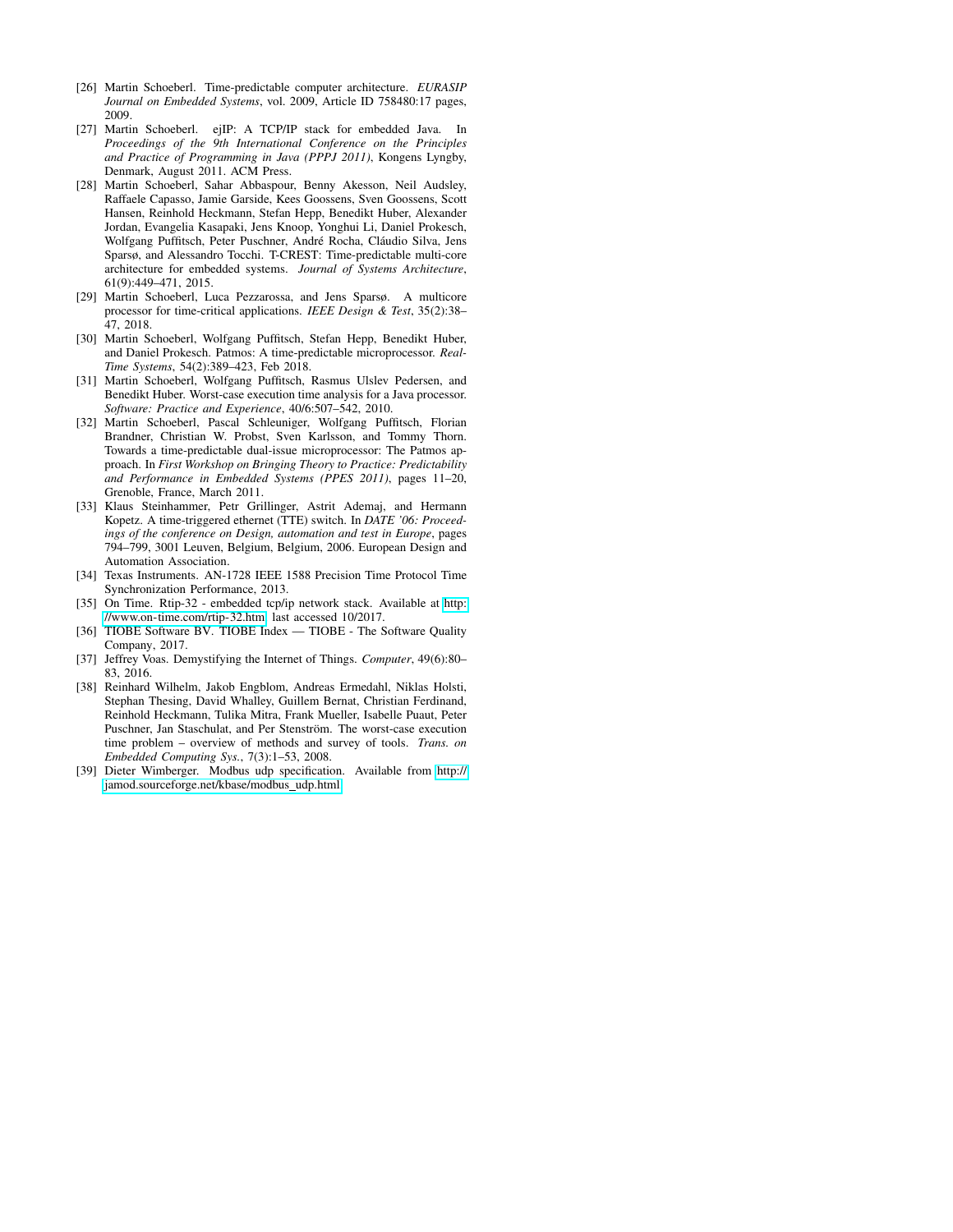[26] Martin Schoeberl. Time-predictable computer architecture. *EURASIP Journal on Embedded Systems*, vol. 2009, Article ID 758480:17 pages, 2009.

[27] Martin Schoeberl. ejIP: A TCP/IP stack for embedded Java. In *Proceedings of the 9th International Conference on the Principles and Practice of Programming in Java (PPPJ 2011)*, Kongens Lyngby, Denmark, August 2011. ACM Press.

[28] Martin Schoeberl, Sahar Abbaspour, Benny Akesson, Neil Audsley, Raffaele Capasso, Jamie Garside, Kees Goossens, Sven Goossens, Scott Hansen, Reinhold Heckmann, Stefan Hepp, Benedikt Huber, Alexander Jordan, Evangelia Kasapaki, Jens Knoop, Yonghui Li, Daniel Prokesch, Wolfgang Puffitsch, Peter Puschner, André Rocha, Cláudio Silva, Jens Sparsø, and Alessandro Tocchi. T-CREST: Time-predictable multi-core architecture for embedded systems. *Journal of Systems Architecture*, 61(9):449–471, 2015.

[29] Martin Schoeberl, Luca Pezzarossa, and Jens Sparsø. A multicore processor for time-critical applications. *IEEE Design & Test*, 35(2):38–47, 2018.

[30] Martin Schoeberl, Wolfgang Puffitsch, Stefan Hepp, Benedikt Huber, and Daniel Prokesch. Patmos: A time-predictable microprocessor. *Real-Time Systems*, 54(2):389–423, Feb 2018.

[31] Martin Schoeberl, Wolfgang Puffitsch, Rasmus Ulslev Pedersen, and Benedikt Huber. Worst-case execution time analysis for a Java processor. *Software: Practice and Experience*, 40/6:507–542, 2010.

[32] Martin Schoeberl, Pascal Schleuniger, Wolfgang Puffitsch, Florian Brandner, Christian W. Probst, Sven Karlsson, and Tommy Thorn. Towards a time-predictable dual-issue microprocessor: The Patmos approach. In *First Workshop on Bringing Theory to Practice: Predictability and Performance in Embedded Systems (PPES 2011)*, pages 11–20, Grenoble, France, March 2011.

[33] Klaus Steinhammer, Petr Grillinger, Astrit Ademaj, and Hermann Kopetz. A time-triggered ethernet (TTE) switch. In *DATE '06: Proceedings of the conference on Design, automation and test in Europe*, pages 794–799, 3001 Leuven, Belgium, Belgium, 2006. European Design and Automation Association.

[34] Texas Instruments. AN-1728 IEEE 1588 Precision Time Protocol Time Synchronization Performance, 2013.

[35] On Time. Rtip-32 - embedded tcp/ip network stack. Available at http://www.on-time.com/rtip-32.htm, last accessed 10/2017.

[36] TIOBE Software BV. TIOBE Index — TIOBE - The Software Quality Company, 2017.

[37] Jeffrey Voas. Demystifying the Internet of Things. *Computer*, 49(6):80–83, 2016.

[38] Reinhard Wilhelm, Jakob Engblom, Andreas Ermedahl, Niklas Holsti, Stephan Thesing, David Whalley, Guillem Bernat, Christian Ferdinand, Reinhold Heckmann, Tulika Mitra, Frank Mueller, Isabelle Puaut, Peter Puschner, Jan Staschulat, and Per Stenström. The worst-case execution time problem – overview of methods and survey of tools. *Trans. on Embedded Computing Sys.*, 7(3):1–53, 2008.

[39] Dieter Wimberger. Modbus udp specification. Available from http://jamod.sourceforge.net/kbase/modbus_udp.html.